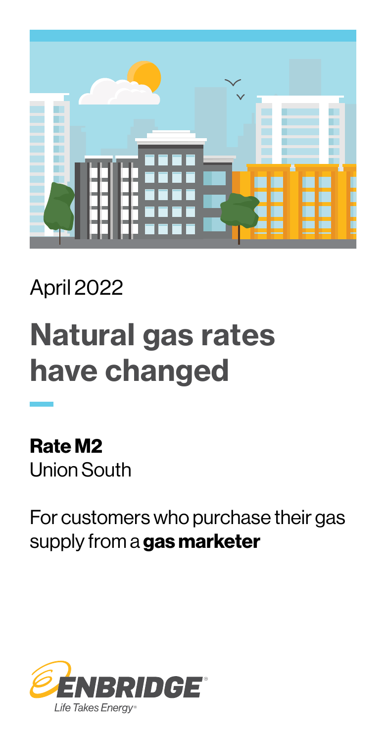April 2022

# Natural gas rates have changed

**Rate M2**
Union South

For customers who purchase their gas supply from a **gas marketer**

ENBRIDGE®
Life Takes Energy®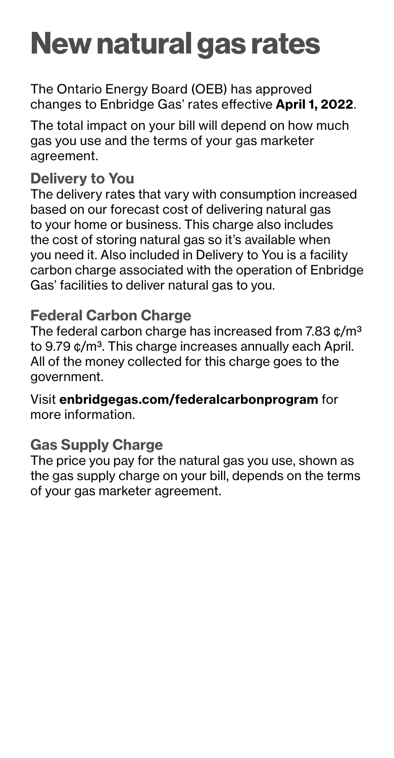# New natural gas rates

The Ontario Energy Board (OEB) has approved changes to Enbridge Gas' rates effective **April 1, 2022**.

The total impact on your bill will depend on how much gas you use and the terms of your gas marketer agreement.

## Delivery to You

The delivery rates that vary with consumption increased based on our forecast cost of delivering natural gas to your home or business. This charge also includes the cost of storing natural gas so it's available when you need it. Also included in Delivery to You is a facility carbon charge associated with the operation of Enbridge Gas' facilities to deliver natural gas to you.

## Federal Carbon Charge

The federal carbon charge has increased from 7.83 ¢/$m^3$ to 9.79 ¢/$m^3$. This charge increases annually each April. All of the money collected for this charge goes to the government.

Visit **enbridgegas.com/federalcarbonprogram** for more information.

## Gas Supply Charge

The price you pay for the natural gas you use, shown as the gas supply charge on your bill, depends on the terms of your gas marketer agreement.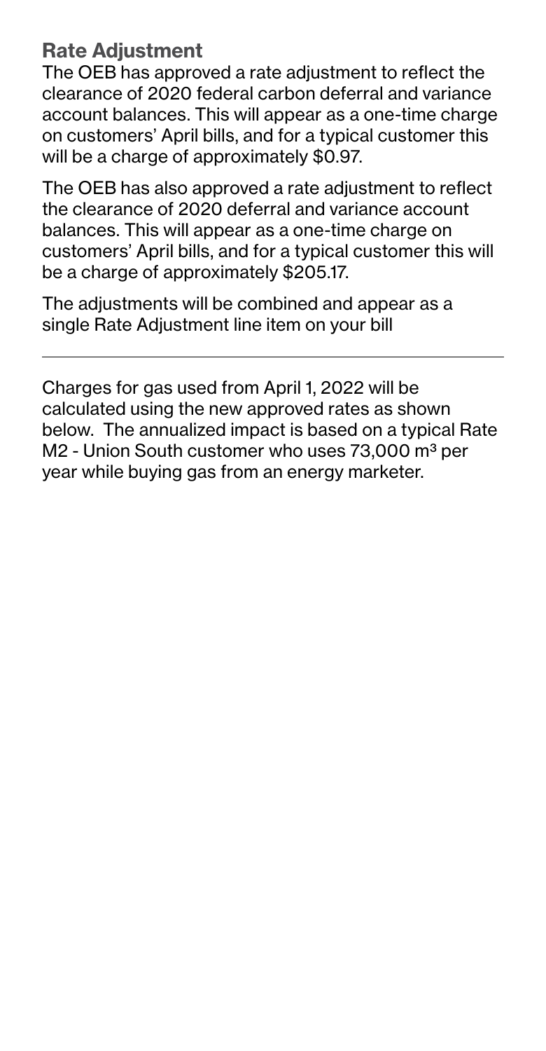## Rate Adjustment

The OEB has approved a rate adjustment to reflect the clearance of 2020 federal carbon deferral and variance account balances. This will appear as a one-time charge on customers' April bills, and for a typical customer this will be a charge of approximately $0.97.

The OEB has also approved a rate adjustment to reflect the clearance of 2020 deferral and variance account balances. This will appear as a one-time charge on customers' April bills, and for a typical customer this will be a charge of approximately $205.17.

The adjustments will be combined and appear as a single Rate Adjustment line item on your bill

---

Charges for gas used from April 1, 2022 will be calculated using the new approved rates as shown below. The annualized impact is based on a typical Rate M2 - Union South customer who uses 73,000 $m^3$ per year while buying gas from an energy marketer.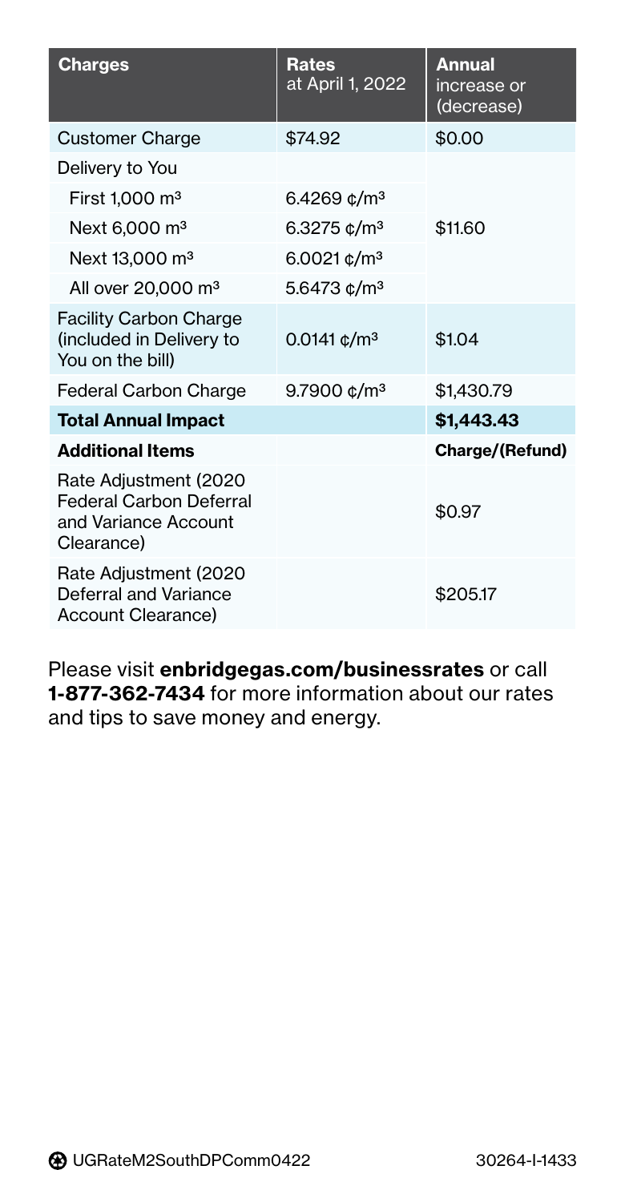| **Charges** | **Rates** at April 1, 2022 | **Annual** increase or (decrease) |
| --- | --- | --- |
| Customer Charge | \$74.92 | \$0.00 |
| Delivery to You | | |
| First 1,000 m³ | 6.4269 ¢/m³ | |
| Next 6,000 m³ | 6.3275 ¢/m³ | \$11.60 |
| Next 13,000 m³ | 6.0021 ¢/m³ | |
| All over 20,000 m³ | 5.6473 ¢/m³ | |
| Facility Carbon Charge (included in Delivery to You on the bill) | 0.0141 ¢/m³ | \$1.04 |
| Federal Carbon Charge | 9.7900 ¢/m³ | \$1,430.79 |
| **Total Annual Impact** | | **\$1,443.43** |
| **Additional Items** | | **Charge/(Refund)** |
| Rate Adjustment (2020 Federal Carbon Deferral and Variance Account Clearance) | | \$0.97 |
| Rate Adjustment (2020 Deferral and Variance Account Clearance) | | \$205.17 |

Please visit **enbridgegas.com/businessrates** or call **1-877-362-7434** for more information about our rates and tips to save money and energy.

UGRateM2SouthDPComm0422 30264-I-1433